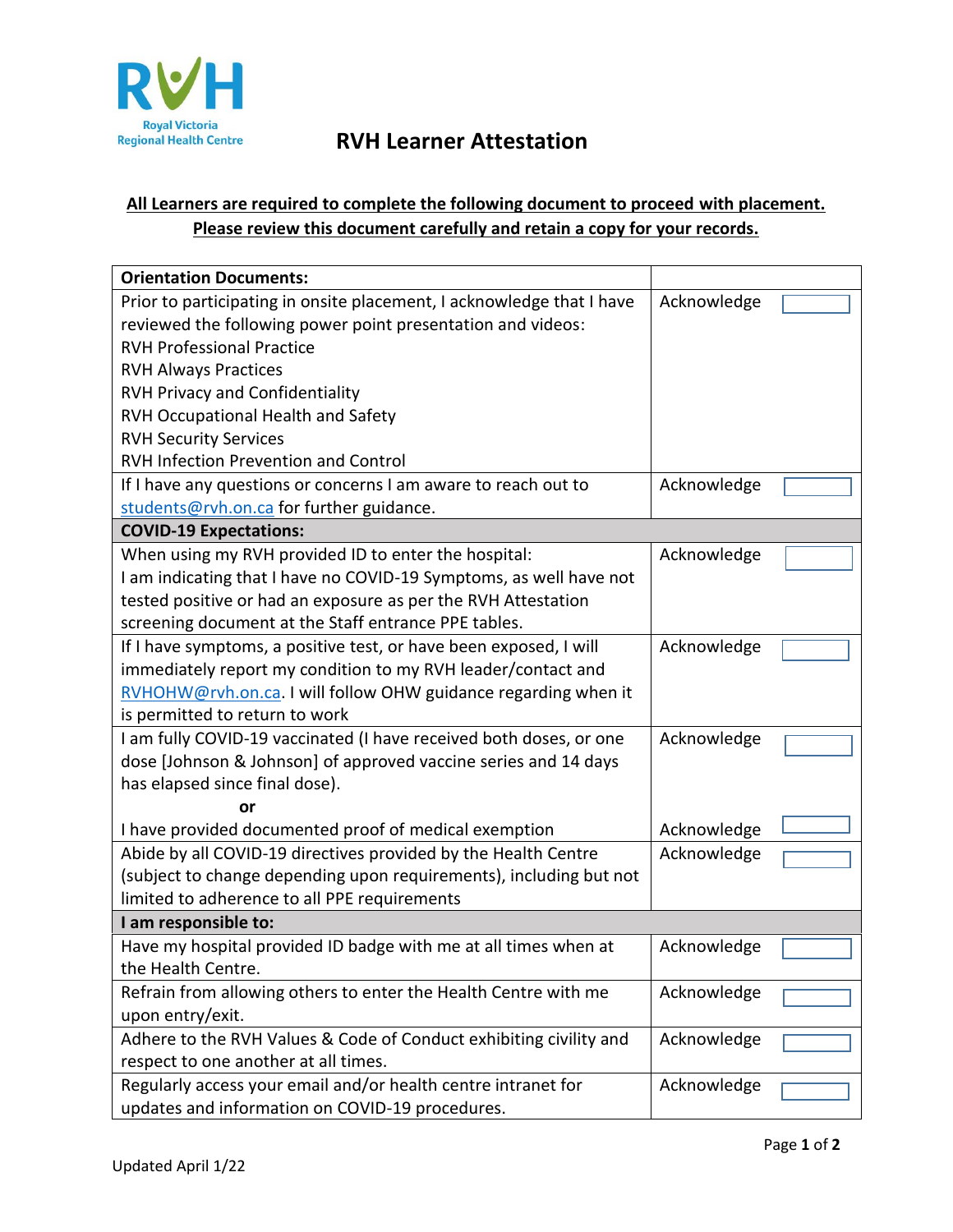# RVH Learner Attestation

Royal Victoria Regional Health Centre

**All Learners are required to complete the following document to proceed with placement. Please review this document carefully and retain a copy for your records.**

| **Orientation Documents:** | | |
|---|---|---|
| Prior to participating in onsite placement, I acknowledge that I have reviewed the following power point presentation and videos:<br>RVH Professional Practice<br>RVH Always Practices<br>RVH Privacy and Confidentiality<br>RVH Occupational Health and Safety<br>RVH Security Services<br>RVH Infection Prevention and Control | Acknowledge | ☐ |
| If I have any questions or concerns I am aware to reach out to students@rvh.on.ca for further guidance. | Acknowledge | ☐ |
| **COVID-19 Expectations:** | | |
| When using my RVH provided ID to enter the hospital:<br>I am indicating that I have no COVID-19 Symptoms, as well have not tested positive or had an exposure as per the RVH Attestation screening document at the Staff entrance PPE tables. | Acknowledge | ☐ |
| If I have symptoms, a positive test, or have been exposed, I will immediately report my condition to my RVH leader/contact and RVHOHW@rvh.on.ca. I will follow OHW guidance regarding when it is permitted to return to work | Acknowledge | ☐ |
| I am fully COVID-19 vaccinated (I have received both doses, or one dose [Johnson & Johnson] of approved vaccine series and 14 days has elapsed since final dose). | Acknowledge | ☐ |
| or | | |
| I have provided documented proof of medical exemption | Acknowledge | ☐ |
| Abide by all COVID-19 directives provided by the Health Centre (subject to change depending upon requirements), including but not limited to adherence to all PPE requirements | Acknowledge | ☐ |
| **I am responsible to:** | | |
| Have my hospital provided ID badge with me at all times when at the Health Centre. | Acknowledge | ☐ |
| Refrain from allowing others to enter the Health Centre with me upon entry/exit. | Acknowledge | ☐ |
| Adhere to the RVH Values & Code of Conduct exhibiting civility and respect to one another at all times. | Acknowledge | ☐ |
| Regularly access your email and/or health centre intranet for updates and information on COVID-19 procedures. | Acknowledge | ☐ |

Updated April 1/22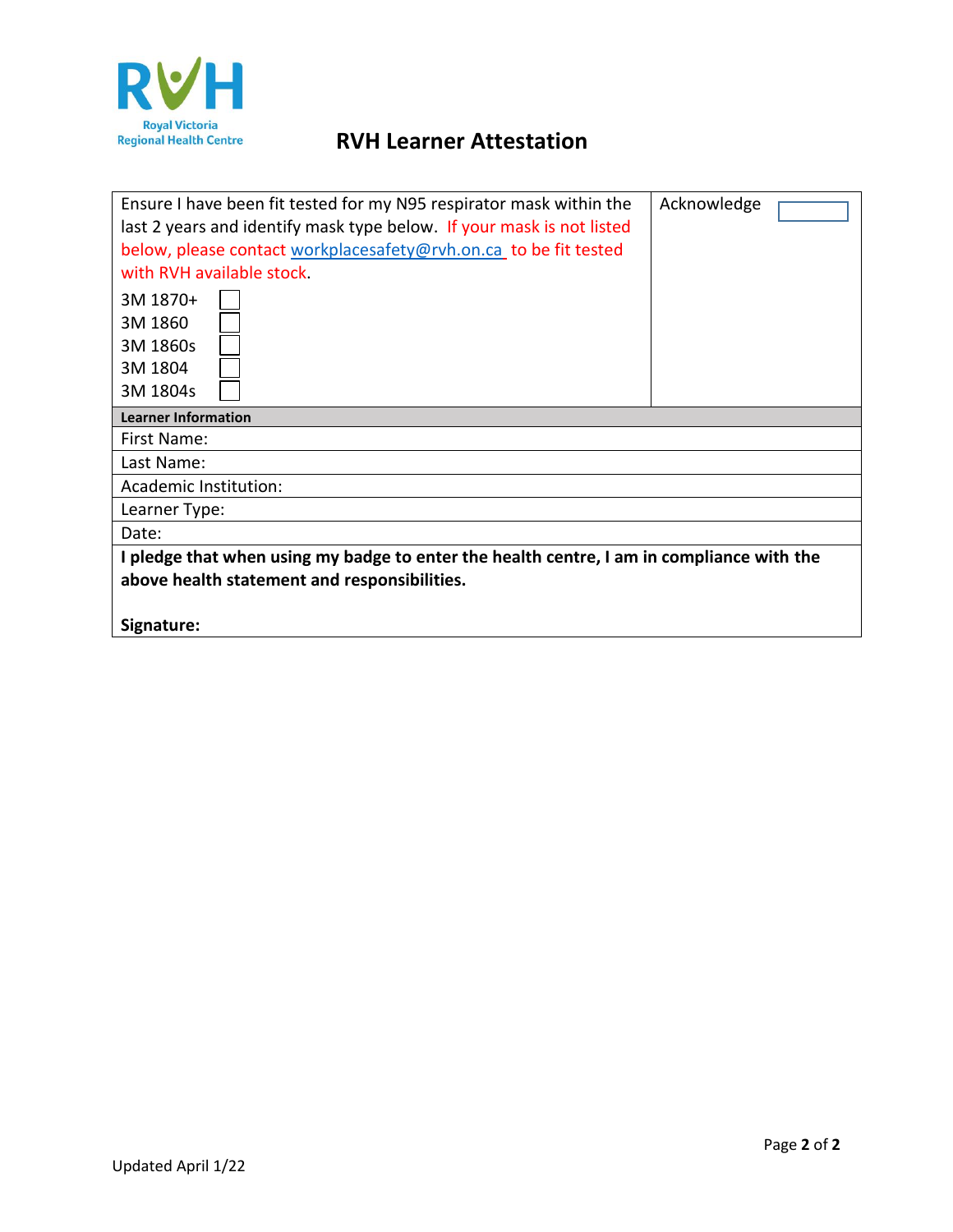# RVH Learner Attestation

| | |
|---|---|
| Ensure I have been fit tested for my N95 respirator mask within the last 2 years and identify mask type below. If your mask is not listed below, please contact workplacesafety@rvh.on.ca to be fit tested with RVH available stock.<br><br>3M 1870+ ☐<br>3M 1860 ☐<br>3M 1860s ☐<br>3M 1804 ☐<br>3M 1804s ☐ | Acknowledge ☐ |

| **Learner Information** |
|---|
| First Name: |
| Last Name: |
| Academic Institution: |
| Learner Type: |
| Date: |
| **I pledge that when using my badge to enter the health centre, I am in compliance with the above health statement and responsibilities.**<br><br>**Signature:** |

Updated April 1/22